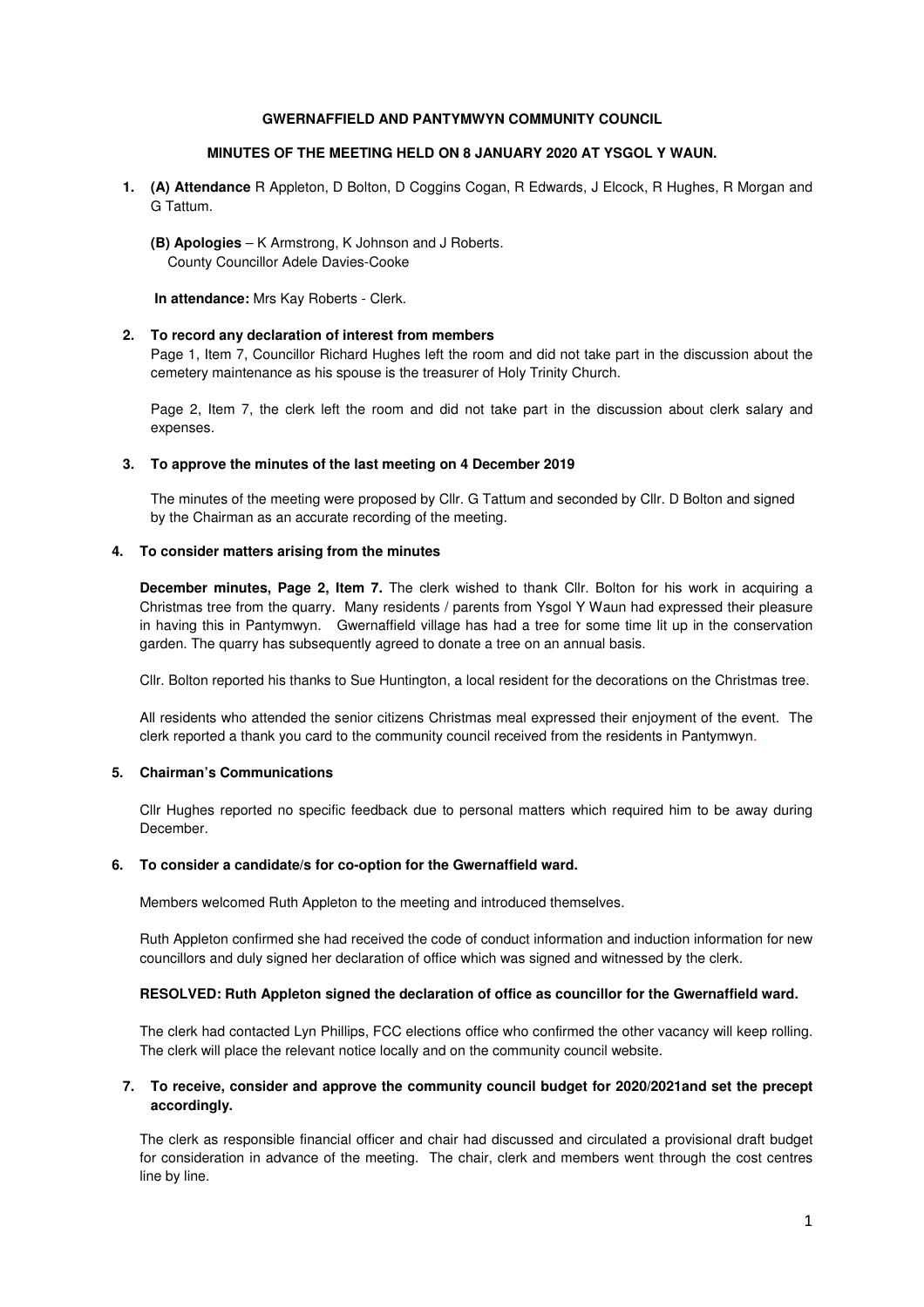# GWERNAFFIELD AND PANTYMWYN COMMUNITY COUNCIL

## MINUTES OF THE MEETING HELD ON 8 JANUARY 2020 AT YSGOL Y WAUN.

1. **(A) Attendance** R Appleton, D Bolton, D Coggins Cogan, R Edwards, J Elcock, R Hughes, R Morgan and G Tattum.

   **(B) Apologies** – K Armstrong, K Johnson and J Roberts.
   County Councillor Adele Davies-Cooke

   **In attendance:** Mrs Kay Roberts - Clerk.

2. **To record any declaration of interest from members**

   Page 1, Item 7, Councillor Richard Hughes left the room and did not take part in the discussion about the cemetery maintenance as his spouse is the treasurer of Holy Trinity Church.

   Page 2, Item 7, the clerk left the room and did not take part in the discussion about clerk salary and expenses.

3. **To approve the minutes of the last meeting on 4 December 2019**

   The minutes of the meeting were proposed by Cllr. G Tattum and seconded by Cllr. D Bolton and signed by the Chairman as an accurate recording of the meeting.

4. **To consider matters arising from the minutes**

   **December minutes, Page 2, Item 7.** The clerk wished to thank Cllr. Bolton for his work in acquiring a Christmas tree from the quarry. Many residents / parents from Ysgol Y Waun had expressed their pleasure in having this in Pantymwyn. Gwernaffield village has had a tree for some time lit up in the conservation garden. The quarry has subsequently agreed to donate a tree on an annual basis.

   Cllr. Bolton reported his thanks to Sue Huntington, a local resident for the decorations on the Christmas tree.

   All residents who attended the senior citizens Christmas meal expressed their enjoyment of the event. The clerk reported a thank you card to the community council received from the residents in Pantymwyn.

5. **Chairman's Communications**

   Cllr Hughes reported no specific feedback due to personal matters which required him to be away during December.

6. **To consider a candidate/s for co-option for the Gwernaffield ward.**

   Members welcomed Ruth Appleton to the meeting and introduced themselves.

   Ruth Appleton confirmed she had received the code of conduct information and induction information for new councillors and duly signed her declaration of office which was signed and witnessed by the clerk.

   **RESOLVED: Ruth Appleton signed the declaration of office as councillor for the Gwernaffield ward.**

   The clerk had contacted Lyn Phillips, FCC elections office who confirmed the other vacancy will keep rolling. The clerk will place the relevant notice locally and on the community council website.

7. **To receive, consider and approve the community council budget for 2020/2021and set the precept accordingly.**

   The clerk as responsible financial officer and chair had discussed and circulated a provisional draft budget for consideration in advance of the meeting. The chair, clerk and members went through the cost centres line by line.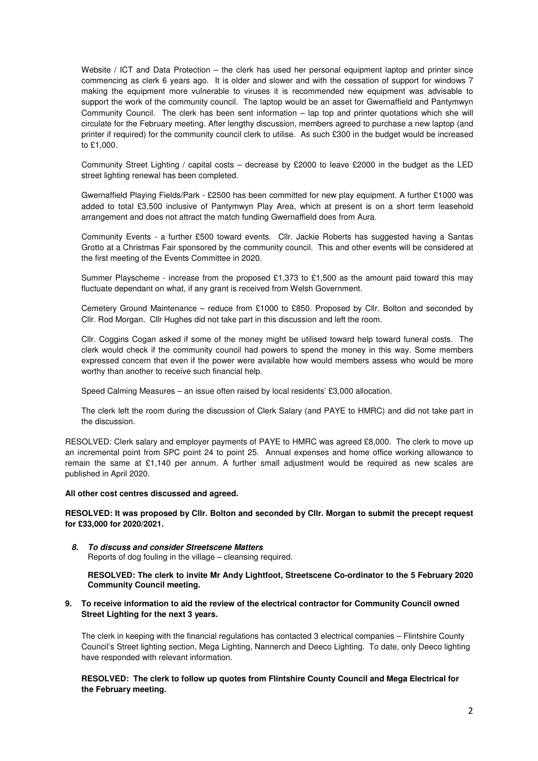Website / ICT and Data Protection – the clerk has used her personal equipment laptop and printer since commencing as clerk 6 years ago. It is older and slower and with the cessation of support for windows 7 making the equipment more vulnerable to viruses it is recommended new equipment was advisable to support the work of the community council. The laptop would be an asset for Gwernaffield and Pantymwyn Community Council. The clerk has been sent information – lap top and printer quotations which she will circulate for the February meeting. After lengthy discussion, members agreed to purchase a new laptop (and printer if required) for the community council clerk to utilise. As such £300 in the budget would be increased to £1,000.

Community Street Lighting / capital costs – decrease by £2000 to leave £2000 in the budget as the LED street lighting renewal has been completed.

Gwernaffield Playing Fields/Park - £2500 has been committed for new play equipment. A further £1000 was added to total £3,500 inclusive of Pantymwyn Play Area, which at present is on a short term leasehold arrangement and does not attract the match funding Gwernaffield does from Aura.

Community Events - a further £500 toward events. Cllr. Jackie Roberts has suggested having a Santas Grotto at a Christmas Fair sponsored by the community council. This and other events will be considered at the first meeting of the Events Committee in 2020.

Summer Playscheme - increase from the proposed £1,373 to £1,500 as the amount paid toward this may fluctuate dependant on what, if any grant is received from Welsh Government.

Cemetery Ground Maintenance – reduce from £1000 to £850. Proposed by Cllr. Bolton and seconded by Cllr. Rod Morgan. Cllr Hughes did not take part in this discussion and left the room.

Cllr. Coggins Cogan asked if some of the money might be utilised toward help toward funeral costs. The clerk would check if the community council had powers to spend the money in this way. Some members expressed concern that even if the power were available how would members assess who would be more worthy than another to receive such financial help.

Speed Calming Measures – an issue often raised by local residents' £3,000 allocation.

The clerk left the room during the discussion of Clerk Salary (and PAYE to HMRC) and did not take part in the discussion.

RESOLVED: Clerk salary and employer payments of PAYE to HMRC was agreed £8,000. The clerk to move up an incremental point from SPC point 24 to point 25. Annual expenses and home office working allowance to remain the same at £1,140 per annum. A further small adjustment would be required as new scales are published in April 2020.

**All other cost centres discussed and agreed.**

**RESOLVED: It was proposed by Cllr. Bolton and seconded by Cllr. Morgan to submit the precept request for £33,000 for 2020/2021.**

***8. To discuss and consider Streetscene Matters***

Reports of dog fouling in the village – cleansing required.

**RESOLVED: The clerk to invite Mr Andy Lightfoot, Streetscene Co-ordinator to the 5 February 2020 Community Council meeting.**

**9. To receive information to aid the review of the electrical contractor for Community Council owned Street Lighting for the next 3 years.**

The clerk in keeping with the financial regulations has contacted 3 electrical companies – Flintshire County Council's Street lighting section, Mega Lighting, Nannerch and Deeco Lighting. To date, only Deeco lighting have responded with relevant information.

**RESOLVED: The clerk to follow up quotes from Flintshire County Council and Mega Electrical for the February meeting.**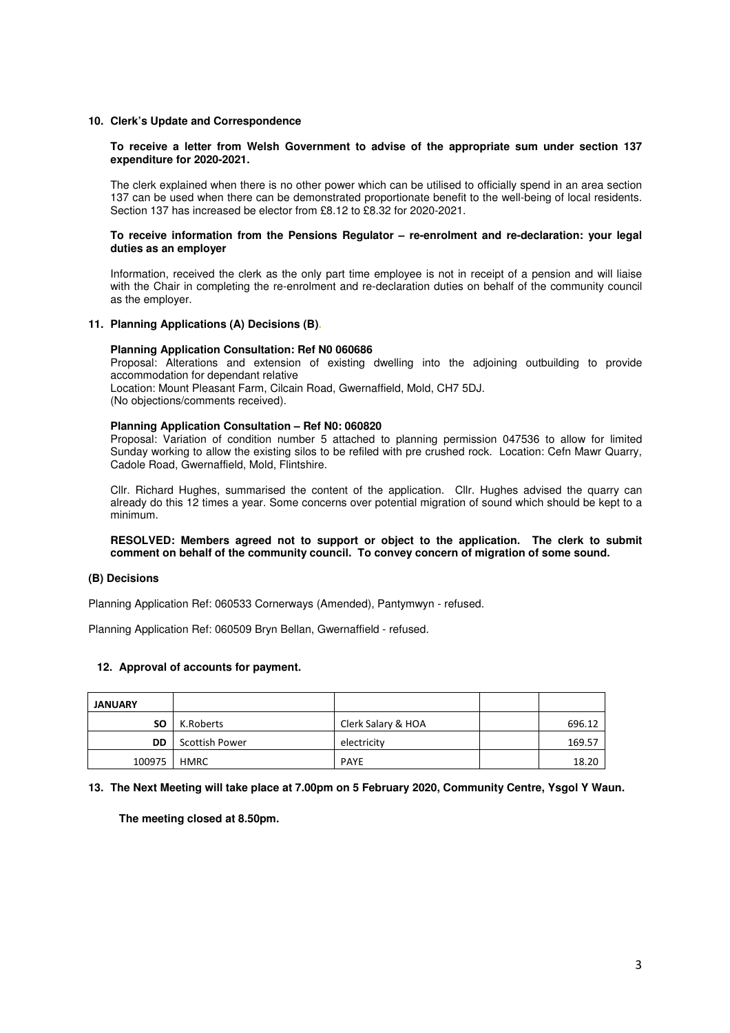## 10. Clerk's Update and Correspondence

**To receive a letter from Welsh Government to advise of the appropriate sum under section 137 expenditure for 2020-2021.**

The clerk explained when there is no other power which can be utilised to officially spend in an area section 137 can be used when there can be demonstrated proportionate benefit to the well-being of local residents. Section 137 has increased be elector from £8.12 to £8.32 for 2020-2021.

**To receive information from the Pensions Regulator – re-enrolment and re-declaration: your legal duties as an employer**

Information, received the clerk as the only part time employee is not in receipt of a pension and will liaise with the Chair in completing the re-enrolment and re-declaration duties on behalf of the community council as the employer.

## 11. Planning Applications (A) Decisions (B).

**Planning Application Consultation: Ref N0 060686**
Proposal: Alterations and extension of existing dwelling into the adjoining outbuilding to provide accommodation for dependant relative
Location: Mount Pleasant Farm, Cilcain Road, Gwernaffield, Mold, CH7 5DJ.
(No objections/comments received).

**Planning Application Consultation – Ref N0: 060820**
Proposal: Variation of condition number 5 attached to planning permission 047536 to allow for limited Sunday working to allow the existing silos to be refiled with pre crushed rock. Location: Cefn Mawr Quarry, Cadole Road, Gwernaffield, Mold, Flintshire.

Cllr. Richard Hughes, summarised the content of the application. Cllr. Hughes advised the quarry can already do this 12 times a year. Some concerns over potential migration of sound which should be kept to a minimum.

**RESOLVED: Members agreed not to support or object to the application. The clerk to submit comment on behalf of the community council. To convey concern of migration of some sound.**

### (B) Decisions

Planning Application Ref: 060533 Cornerways (Amended), Pantymwyn - refused.

Planning Application Ref: 060509 Bryn Bellan, Gwernaffield - refused.

## 12. Approval of accounts for payment.

| JANUARY | | | | |
|---|---|---|---|---|
| SO | K.Roberts | Clerk Salary & HOA | | 696.12 |
| DD | Scottish Power | electricity | | 169.57 |
| 100975 | HMRC | PAYE | | 18.20 |

## 13. The Next Meeting will take place at 7.00pm on 5 February 2020, Community Centre, Ysgol Y Waun.

**The meeting closed at 8.50pm.**